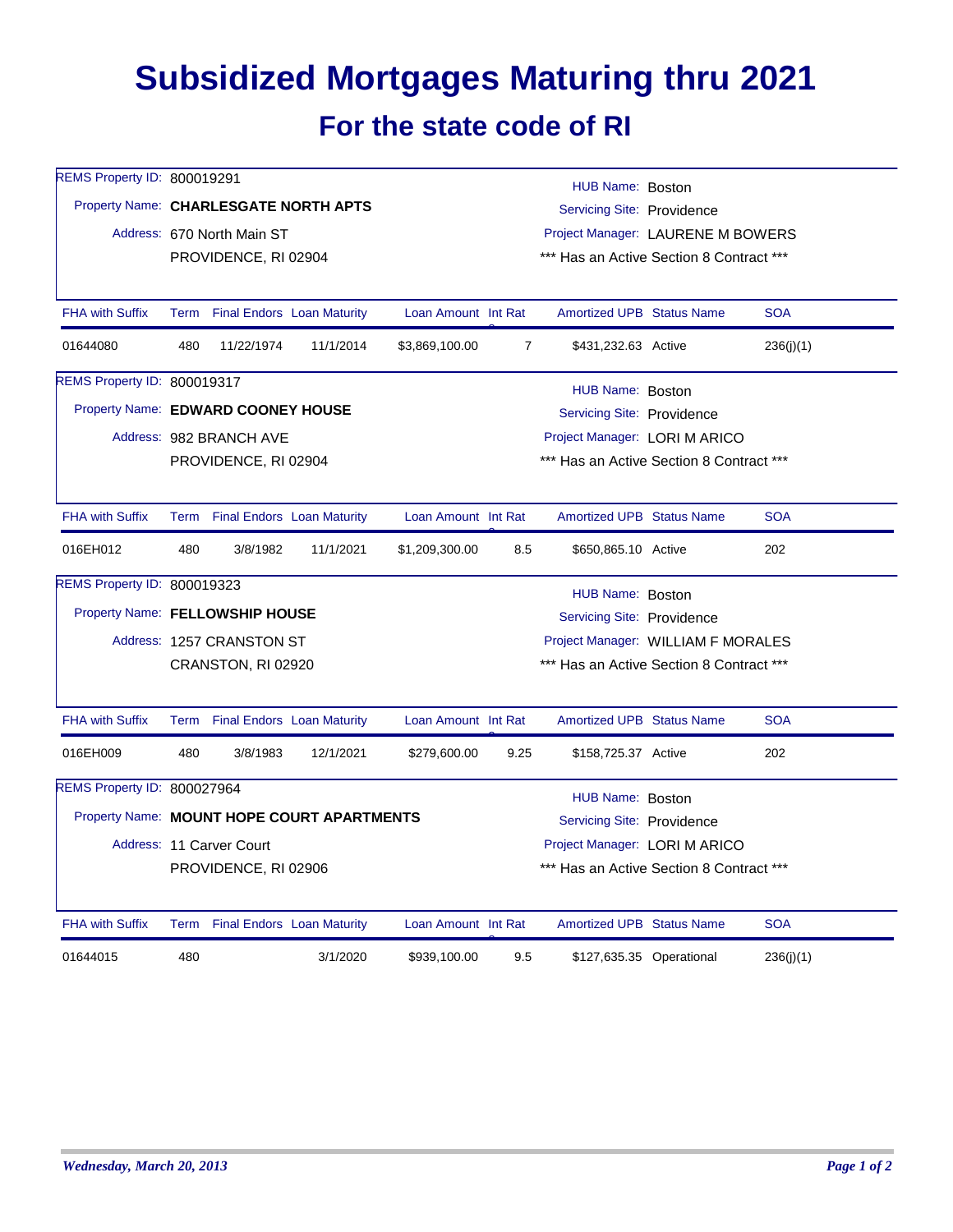# Subsidized Mortgages Maturing thru 2021

## For the state code of RI

REMS Property ID: 800019291
Property Name: **CHARLESGATE NORTH APTS**
Address: 670 North Main ST
PROVIDENCE, RI 02904

HUB Name: Boston
Servicing Site: Providence
Project Manager: LAURENE M BOWERS
*** Has an Active Section 8 Contract ***

| FHA with Suffix | Term | Final Endors | Loan Maturity | Loan Amount | Int Rate | Amortized UPB | Status Name | SOA |
|---|---|---|---|---|---|---|---|---|
| 01644080 | 480 | 11/22/1974 | 11/1/2014 | $3,869,100.00 | 7 | $431,232.63 | Active | 236(j)(1) |

REMS Property ID: 800019317
Property Name: **EDWARD COONEY HOUSE**
Address: 982 BRANCH AVE
PROVIDENCE, RI 02904

HUB Name: Boston
Servicing Site: Providence
Project Manager: LORI M ARICO
*** Has an Active Section 8 Contract ***

| FHA with Suffix | Term | Final Endors | Loan Maturity | Loan Amount | Int Rate | Amortized UPB | Status Name | SOA |
|---|---|---|---|---|---|---|---|---|
| 016EH012 | 480 | 3/8/1982 | 11/1/2021 | $1,209,300.00 | 8.5 | $650,865.10 | Active | 202 |

REMS Property ID: 800019323
Property Name: **FELLOWSHIP HOUSE**
Address: 1257 CRANSTON ST
CRANSTON, RI 02920

HUB Name: Boston
Servicing Site: Providence
Project Manager: WILLIAM F MORALES
*** Has an Active Section 8 Contract ***

| FHA with Suffix | Term | Final Endors | Loan Maturity | Loan Amount | Int Rate | Amortized UPB | Status Name | SOA |
|---|---|---|---|---|---|---|---|---|
| 016EH009 | 480 | 3/8/1983 | 12/1/2021 | $279,600.00 | 9.25 | $158,725.37 | Active | 202 |

REMS Property ID: 800027964
Property Name: **MOUNT HOPE COURT APARTMENTS**
Address: 11 Carver Court
PROVIDENCE, RI 02906

HUB Name: Boston
Servicing Site: Providence
Project Manager: LORI M ARICO
*** Has an Active Section 8 Contract ***

| FHA with Suffix | Term | Final Endors | Loan Maturity | Loan Amount | Int Rate | Amortized UPB | Status Name | SOA |
|---|---|---|---|---|---|---|---|---|
| 01644015 | 480 | | 3/1/2020 | $939,100.00 | 9.5 | $127,635.35 | Operational | 236(j)(1) |

*Wednesday, March 20, 2013*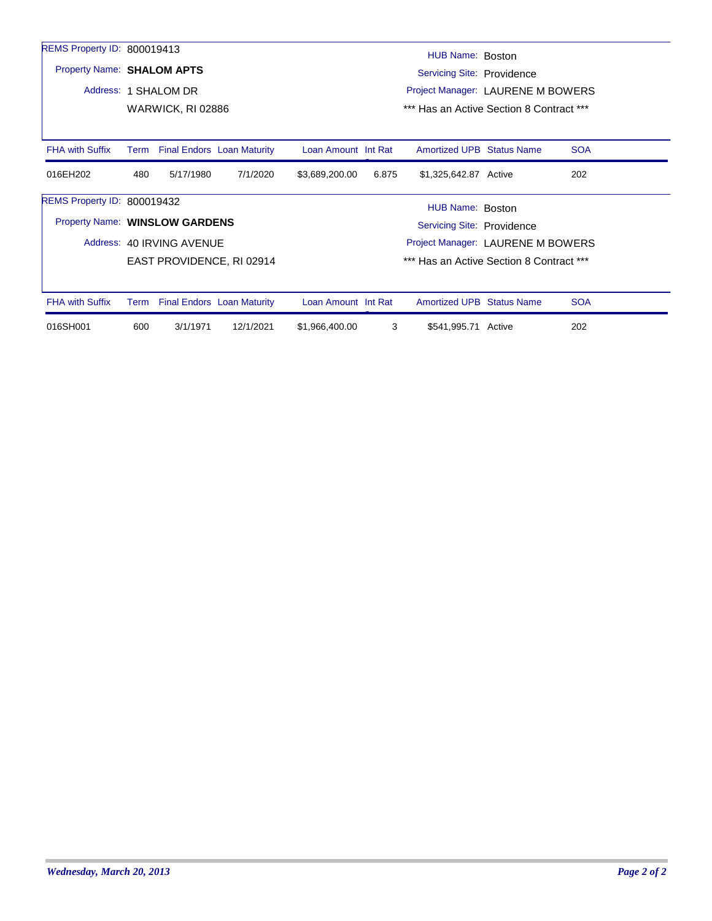REMS Property ID: 800019413

Property Name: **SHALOM APTS**

Address: 1 SHALOM DR
WARWICK, RI 02886

HUB Name: Boston
Servicing Site: Providence
Project Manager: LAURENE M BOWERS
*** Has an Active Section 8 Contract ***

| FHA with Suffix | Term | Final Endors | Loan Maturity | Loan Amount | Int Rate | Amortized UPB | Status Name | SOA |
|---|---|---|---|---|---|---|---|---|
| 016EH202 | 480 | 5/17/1980 | 7/1/2020 | $3,689,200.00 | 6.875 | $1,325,642.87 | Active | 202 |

REMS Property ID: 800019432

Property Name: **WINSLOW GARDENS**

Address: 40 IRVING AVENUE
EAST PROVIDENCE, RI 02914

HUB Name: Boston
Servicing Site: Providence
Project Manager: LAURENE M BOWERS
*** Has an Active Section 8 Contract ***

| FHA with Suffix | Term | Final Endors | Loan Maturity | Loan Amount | Int Rate | Amortized UPB | Status Name | SOA |
|---|---|---|---|---|---|---|---|---|
| 016SH001 | 600 | 3/1/1971 | 12/1/2021 | $1,966,400.00 | 3 | $541,995.71 | Active | 202 |

*Wednesday, March 20, 2013*